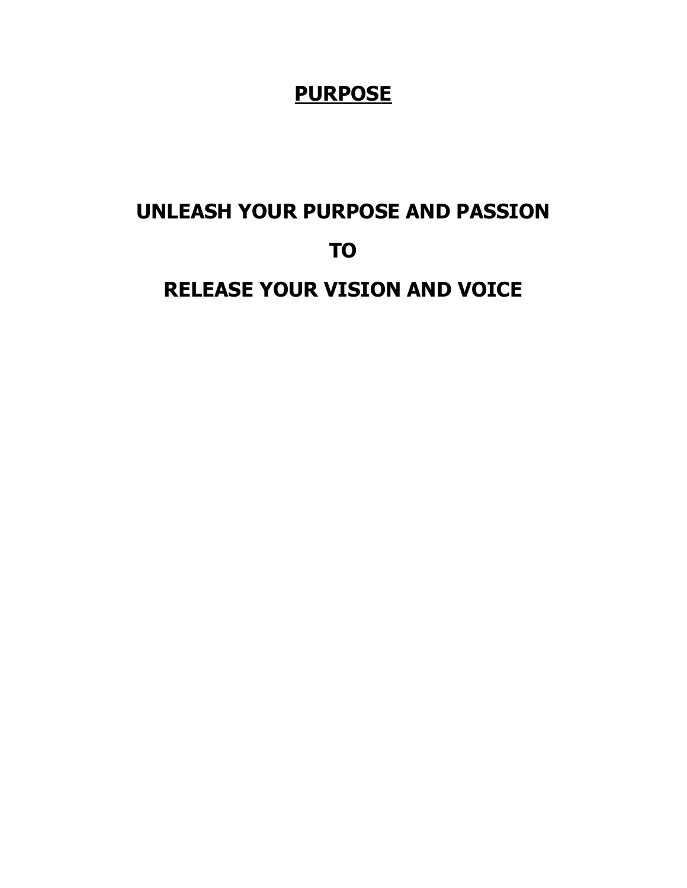# PURPOSE

## UNLEASH YOUR PURPOSE AND PASSION

## TO

## RELEASE YOUR VISION AND VOICE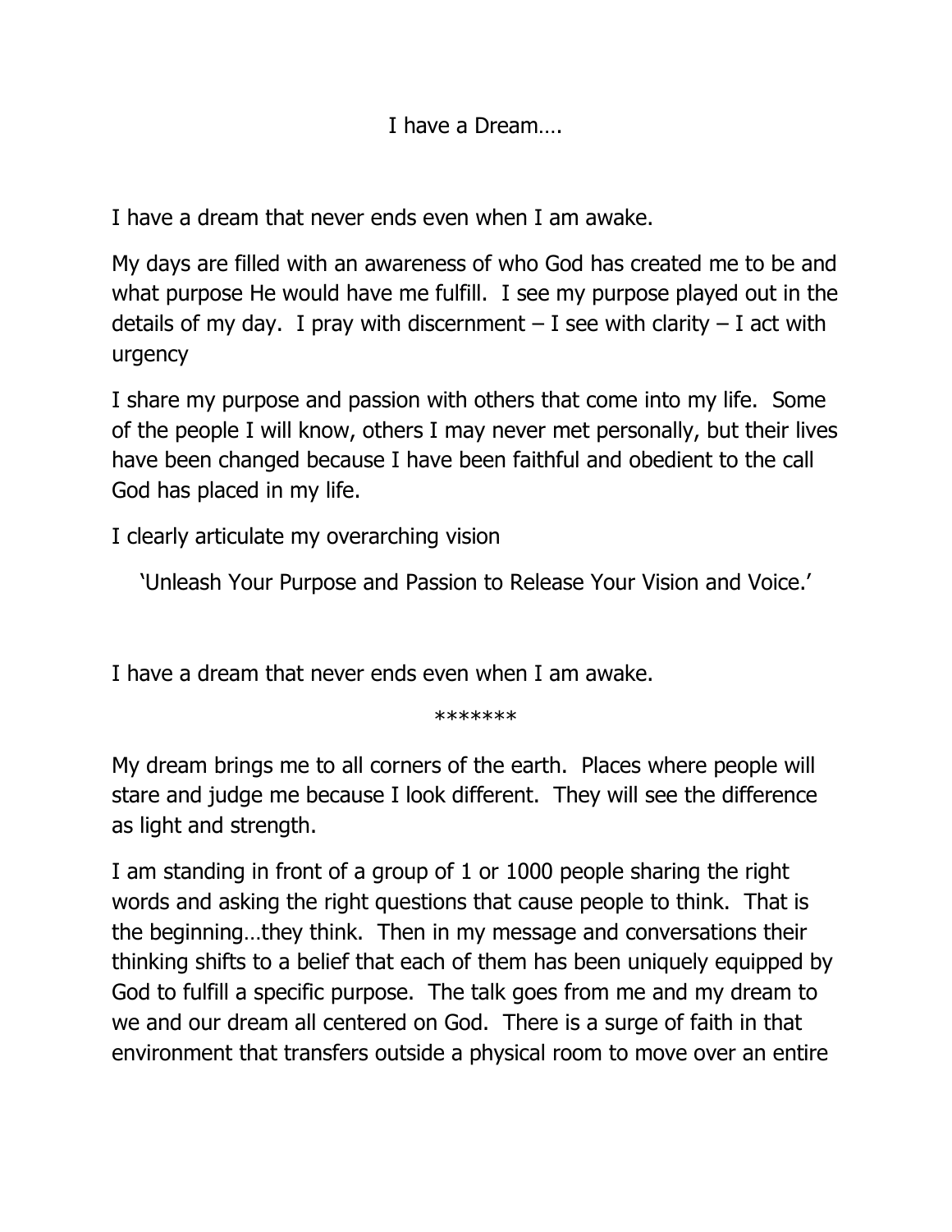I have a Dream….

I have a dream that never ends even when I am awake.

My days are filled with an awareness of who God has created me to be and what purpose He would have me fulfill. I see my purpose played out in the details of my day. I pray with discernment – I see with clarity – I act with urgency

I share my purpose and passion with others that come into my life. Some of the people I will know, others I may never met personally, but their lives have been changed because I have been faithful and obedient to the call God has placed in my life.

I clearly articulate my overarching vision

'Unleash Your Purpose and Passion to Release Your Vision and Voice.'

I have a dream that never ends even when I am awake.

*******

My dream brings me to all corners of the earth. Places where people will stare and judge me because I look different. They will see the difference as light and strength.

I am standing in front of a group of 1 or 1000 people sharing the right words and asking the right questions that cause people to think. That is the beginning…they think. Then in my message and conversations their thinking shifts to a belief that each of them has been uniquely equipped by God to fulfill a specific purpose. The talk goes from me and my dream to we and our dream all centered on God. There is a surge of faith in that environment that transfers outside a physical room to move over an entire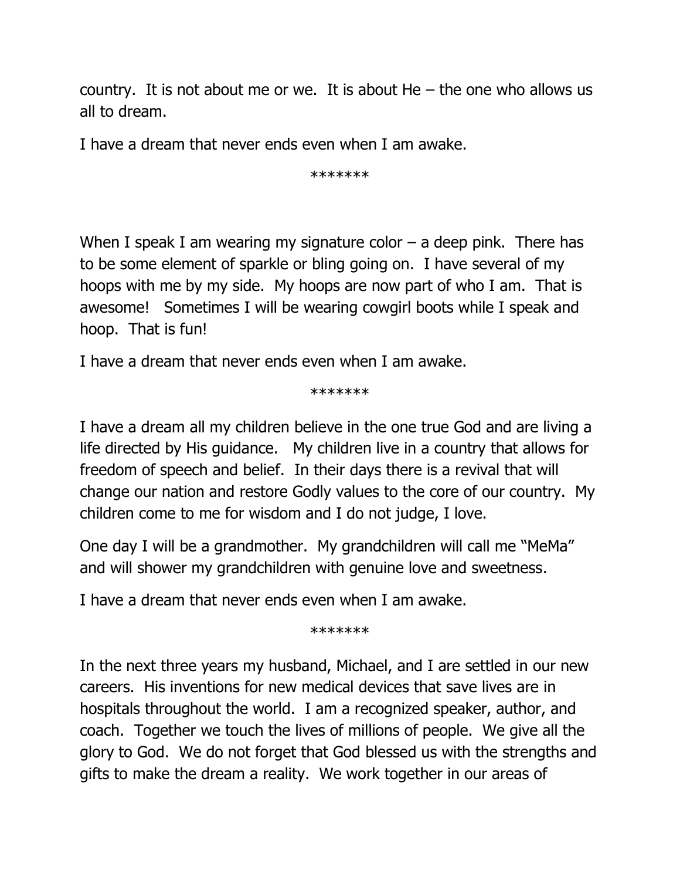country. It is not about me or we. It is about He – the one who allows us all to dream.

I have a dream that never ends even when I am awake.

*******

When I speak I am wearing my signature color – a deep pink. There has to be some element of sparkle or bling going on. I have several of my hoops with me by my side. My hoops are now part of who I am. That is awesome! Sometimes I will be wearing cowgirl boots while I speak and hoop. That is fun!

I have a dream that never ends even when I am awake.

*******

I have a dream all my children believe in the one true God and are living a life directed by His guidance. My children live in a country that allows for freedom of speech and belief. In their days there is a revival that will change our nation and restore Godly values to the core of our country. My children come to me for wisdom and I do not judge, I love.

One day I will be a grandmother. My grandchildren will call me "MeMa" and will shower my grandchildren with genuine love and sweetness.

I have a dream that never ends even when I am awake.

*******

In the next three years my husband, Michael, and I are settled in our new careers. His inventions for new medical devices that save lives are in hospitals throughout the world. I am a recognized speaker, author, and coach. Together we touch the lives of millions of people. We give all the glory to God. We do not forget that God blessed us with the strengths and gifts to make the dream a reality. We work together in our areas of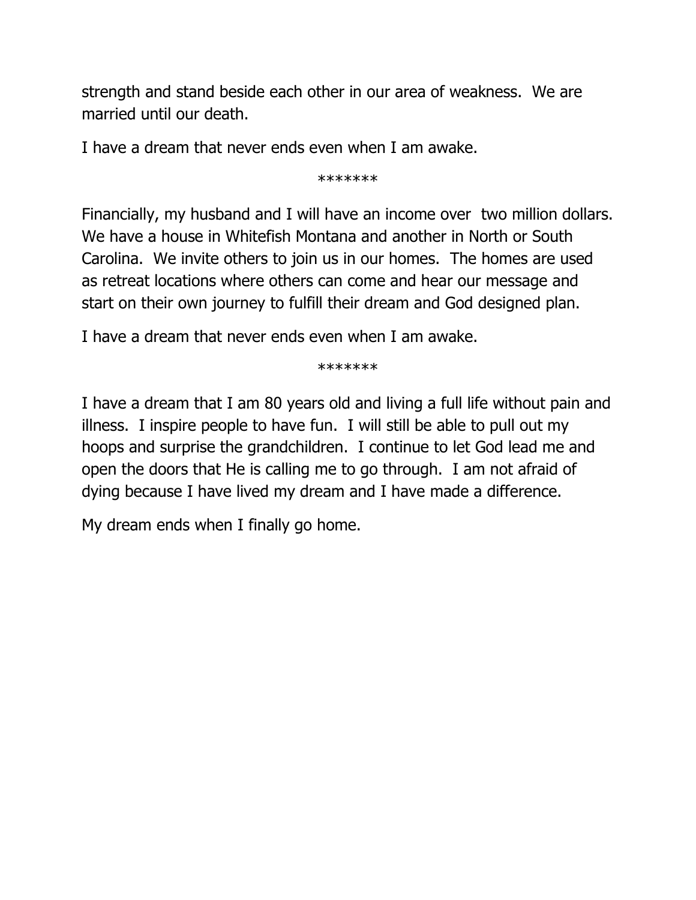strength and stand beside each other in our area of weakness. We are married until our death.

I have a dream that never ends even when I am awake.

*******

Financially, my husband and I will have an income over two million dollars. We have a house in Whitefish Montana and another in North or South Carolina. We invite others to join us in our homes. The homes are used as retreat locations where others can come and hear our message and start on their own journey to fulfill their dream and God designed plan.

I have a dream that never ends even when I am awake.

*******

I have a dream that I am 80 years old and living a full life without pain and illness. I inspire people to have fun. I will still be able to pull out my hoops and surprise the grandchildren. I continue to let God lead me and open the doors that He is calling me to go through. I am not afraid of dying because I have lived my dream and I have made a difference.

My dream ends when I finally go home.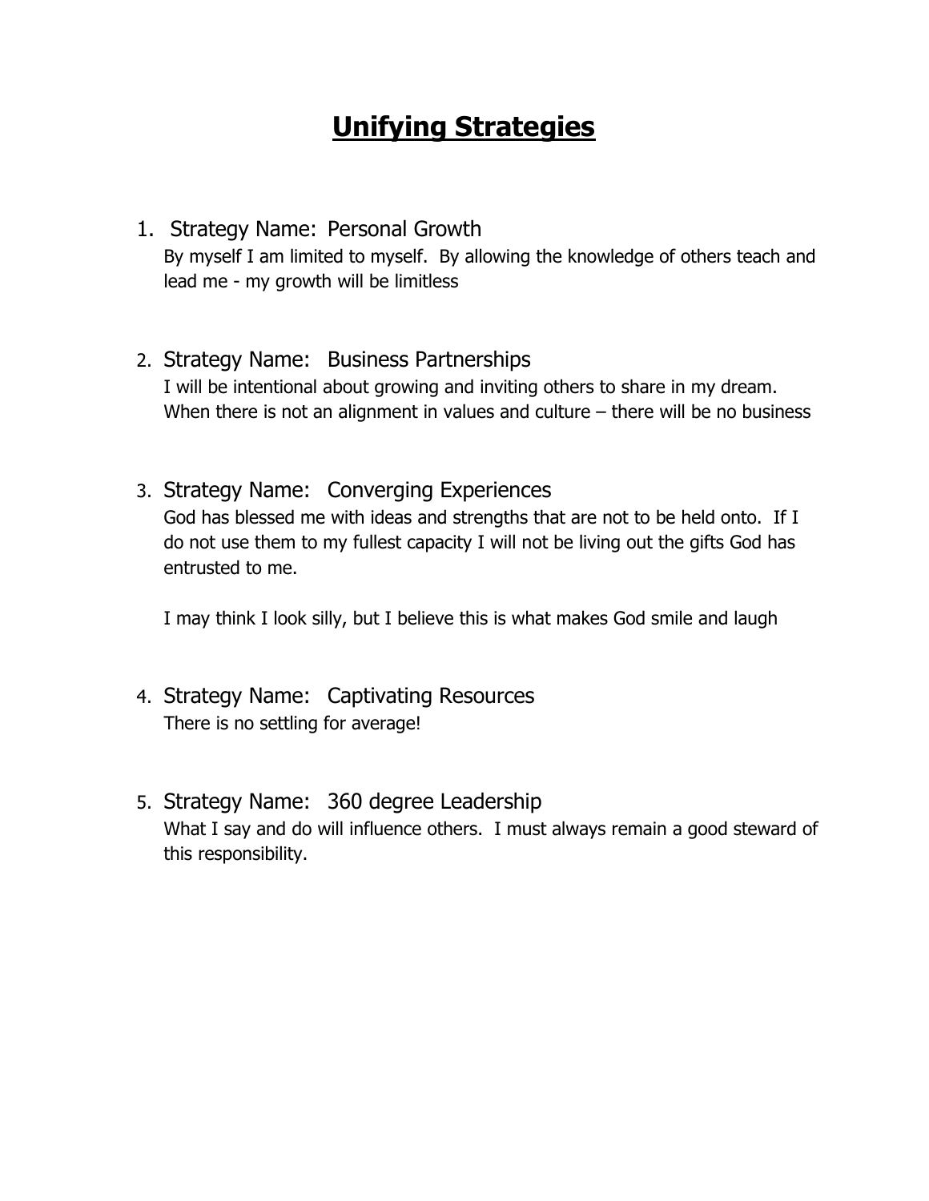# Unifying Strategies

1. Strategy Name: Personal Growth
   By myself I am limited to myself. By allowing the knowledge of others teach and lead me - my growth will be limitless

2. Strategy Name: Business Partnerships
   I will be intentional about growing and inviting others to share in my dream. When there is not an alignment in values and culture – there will be no business

3. Strategy Name: Converging Experiences
   God has blessed me with ideas and strengths that are not to be held onto. If I do not use them to my fullest capacity I will not be living out the gifts God has entrusted to me.

   I may think I look silly, but I believe this is what makes God smile and laugh

4. Strategy Name: Captivating Resources
   There is no settling for average!

5. Strategy Name: 360 degree Leadership
   What I say and do will influence others. I must always remain a good steward of this responsibility.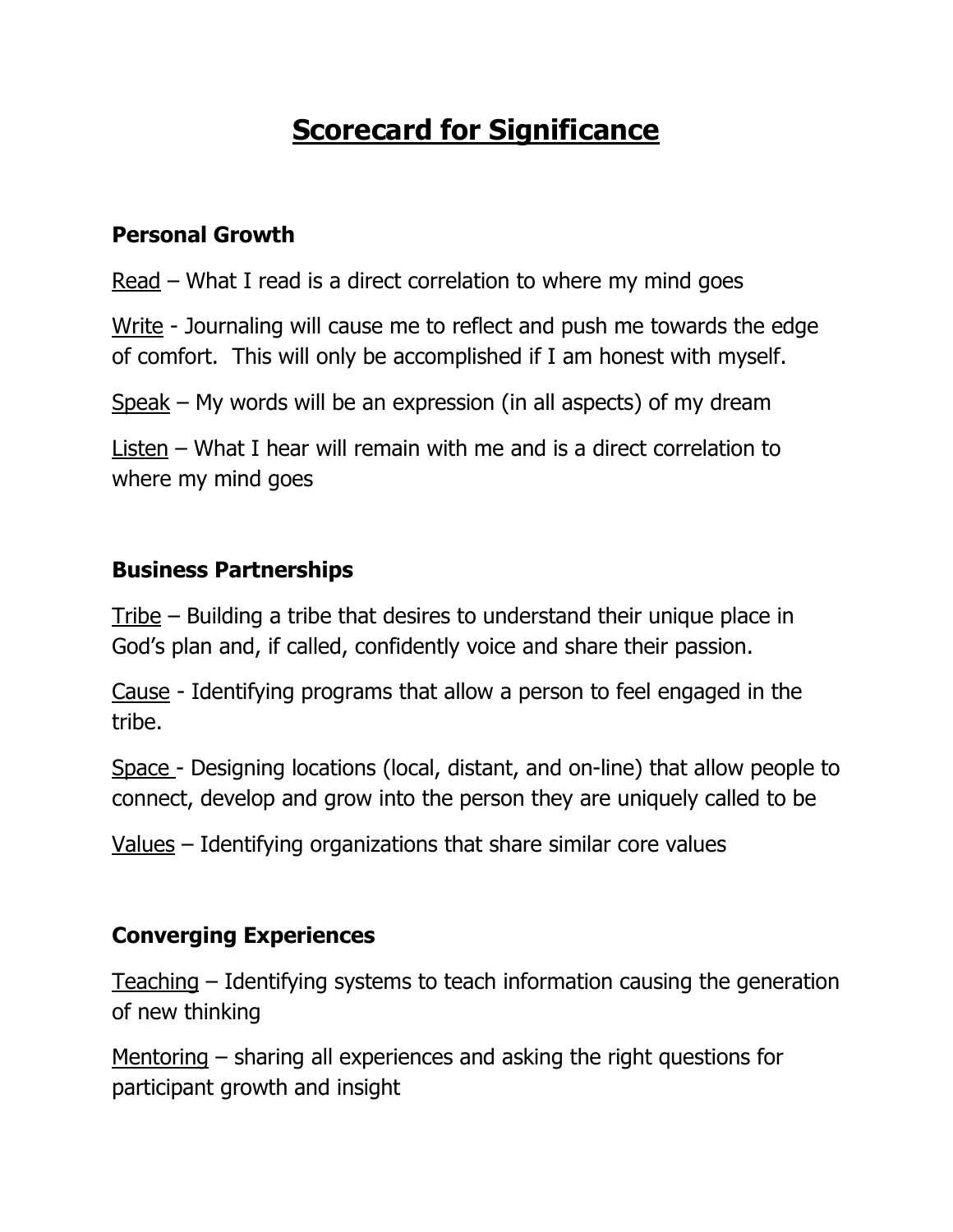# Scorecard for Significance

## Personal Growth

Read – What I read is a direct correlation to where my mind goes

Write - Journaling will cause me to reflect and push me towards the edge of comfort. This will only be accomplished if I am honest with myself.

Speak – My words will be an expression (in all aspects) of my dream

Listen – What I hear will remain with me and is a direct correlation to where my mind goes

## Business Partnerships

Tribe – Building a tribe that desires to understand their unique place in God's plan and, if called, confidently voice and share their passion.

Cause - Identifying programs that allow a person to feel engaged in the tribe.

Space - Designing locations (local, distant, and on-line) that allow people to connect, develop and grow into the person they are uniquely called to be

Values – Identifying organizations that share similar core values

## Converging Experiences

Teaching – Identifying systems to teach information causing the generation of new thinking

Mentoring – sharing all experiences and asking the right questions for participant growth and insight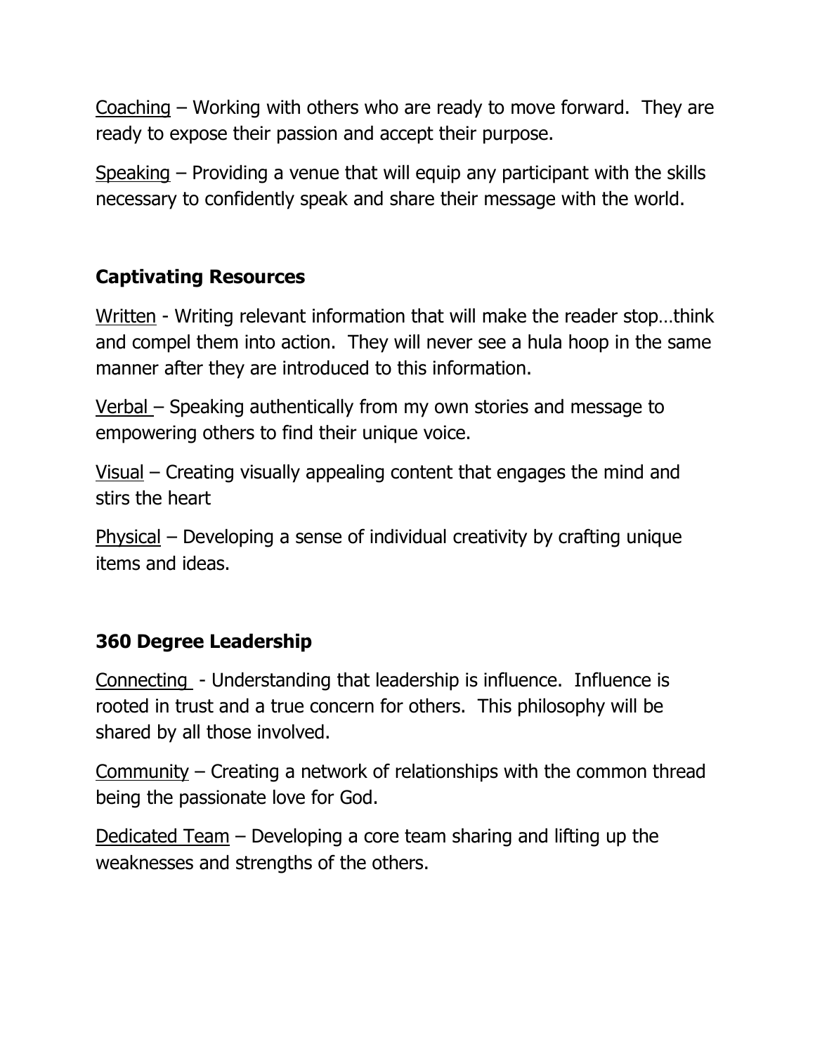Coaching – Working with others who are ready to move forward. They are ready to expose their passion and accept their purpose.

Speaking – Providing a venue that will equip any participant with the skills necessary to confidently speak and share their message with the world.

**Captivating Resources**

Written - Writing relevant information that will make the reader stop…think and compel them into action. They will never see a hula hoop in the same manner after they are introduced to this information.

Verbal – Speaking authentically from my own stories and message to empowering others to find their unique voice.

Visual – Creating visually appealing content that engages the mind and stirs the heart

Physical – Developing a sense of individual creativity by crafting unique items and ideas.

**360 Degree Leadership**

Connecting - Understanding that leadership is influence. Influence is rooted in trust and a true concern for others. This philosophy will be shared by all those involved.

Community – Creating a network of relationships with the common thread being the passionate love for God.

Dedicated Team – Developing a core team sharing and lifting up the weaknesses and strengths of the others.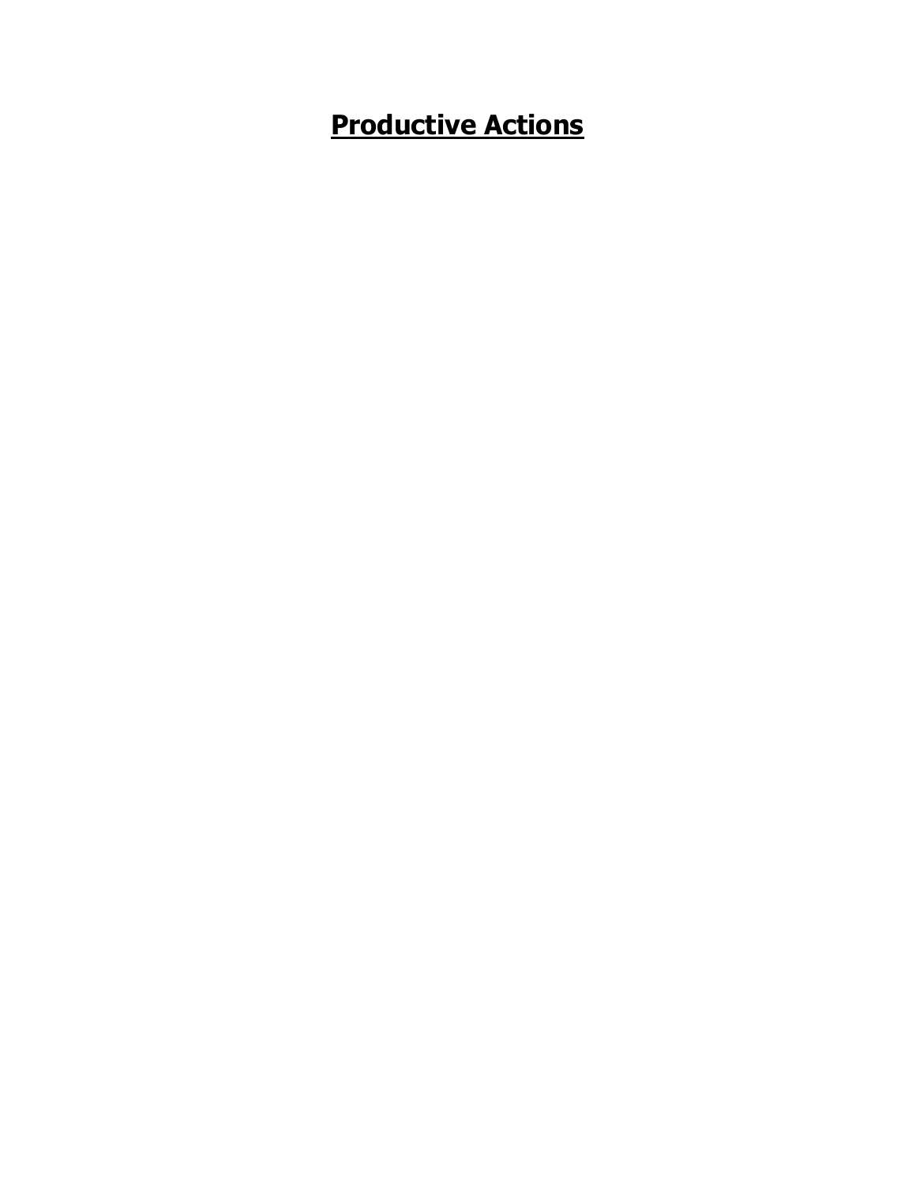# **Productive Actions**